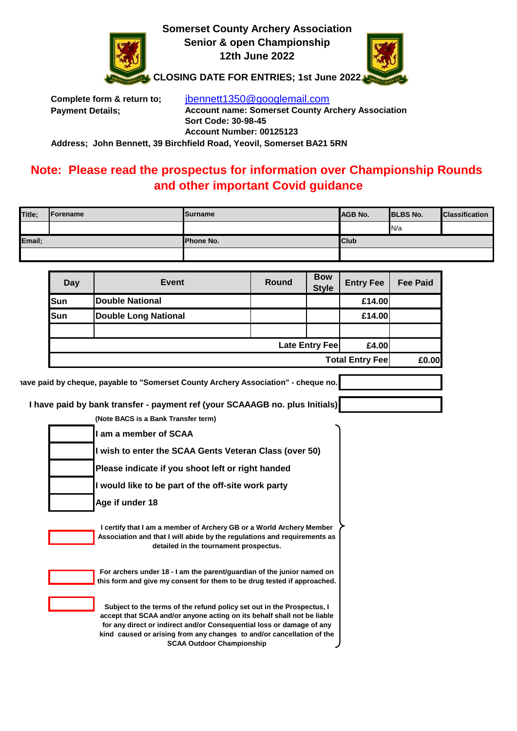# Somerset County Archery Association
## Senior & open Championship
## 12th June 2022

**CLOSING DATE FOR ENTRIES; 1st June 2022**

**Complete form & return to;** jbennett1350@googlemail.com
**Payment Details;** **Account name: Somerset County Archery Association**
**Sort Code: 30-98-45**
**Account Number: 00125123**

**Address; John Bennett, 39 Birchfield Road, Yeovil, Somerset BA21 5RN**

**Note: Please read the prospectus for information over Championship Rounds and other important Covid guidance**

| Title; | Forename | Surname | AGB No. | BLBS No. | Classification |
|---|---|---|---|---|---|
| | | | | N/a | |
| Email; | | Phone No. | Club | | |
| | | | | | |

| Day | Event | Round | Bow Style | Entry Fee | Fee Paid |
|---|---|---|---|---|---|
| Sun | Double National | | | £14.00 | |
| Sun | Double Long National | | | £14.00 | |
| | | | | | |
| | | | Late Entry Fee | £4.00 | |
| | | | | Total Entry Fee | £0.00 |

**have paid by cheque, payable to "Somerset County Archery Association" - cheque no.**

**I have paid by bank transfer - payment ref (your SCAAAGB no. plus Initials)**

**(Note BACS is a Bank Transfer term)**

| | |
|---|---|
| | I am a member of SCAA |
| | I wish to enter the SCAA Gents Veteran Class (over 50) |
| | Please indicate if you shoot left or right handed |
| | I would like to be part of the off-site work party |
| | Age if under 18 |

**I certify that I am a member of Archery GB or a World Archery Member Association and that I will abide by the regulations and requirements as detailed in the tournament prospectus.**

**For archers under 18 - I am the parent/guardian of the junior named on this form and give my consent for them to be drug tested if approached.**

**Subject to the terms of the refund policy set out in the Prospectus, I accept that SCAA and/or anyone acting on its behalf shall not be liable for any direct or indirect and/or Consequential loss or damage of any kind caused or arising from any changes to and/or cancellation of the SCAA Outdoor Championship**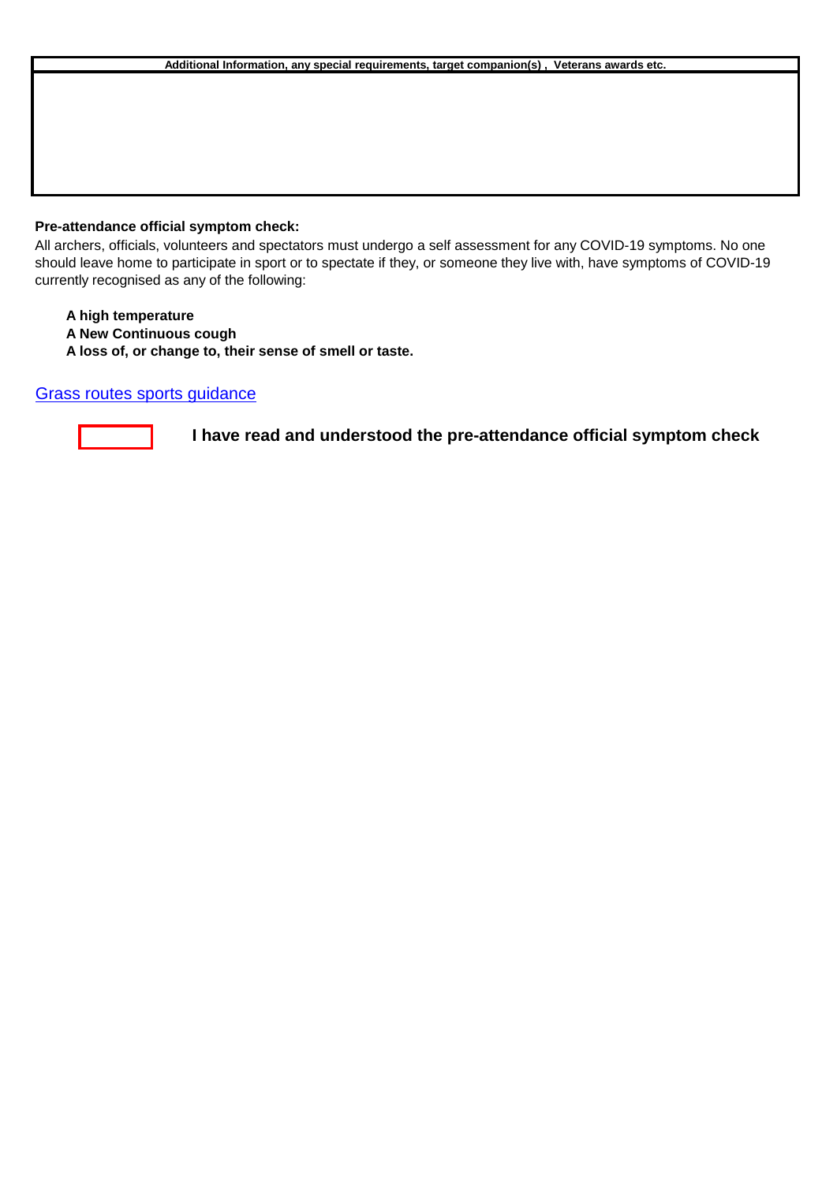| Additional Information, any special requirements, target companion(s) , Veterans awards etc. |
| --- |
| |

**Pre-attendance official symptom check:**

All archers, officials, volunteers and spectators must undergo a self assessment for any COVID-19 symptoms. No one should leave home to participate in sport or to spectate if they, or someone they live with, have symptoms of COVID-19 currently recognised as any of the following:

**A high temperature**
**A New Continuous cough**
**A loss of, or change to, their sense of smell or taste.**

Grass routes sports guidance

☐ **I have read and understood the pre-attendance official symptom check**